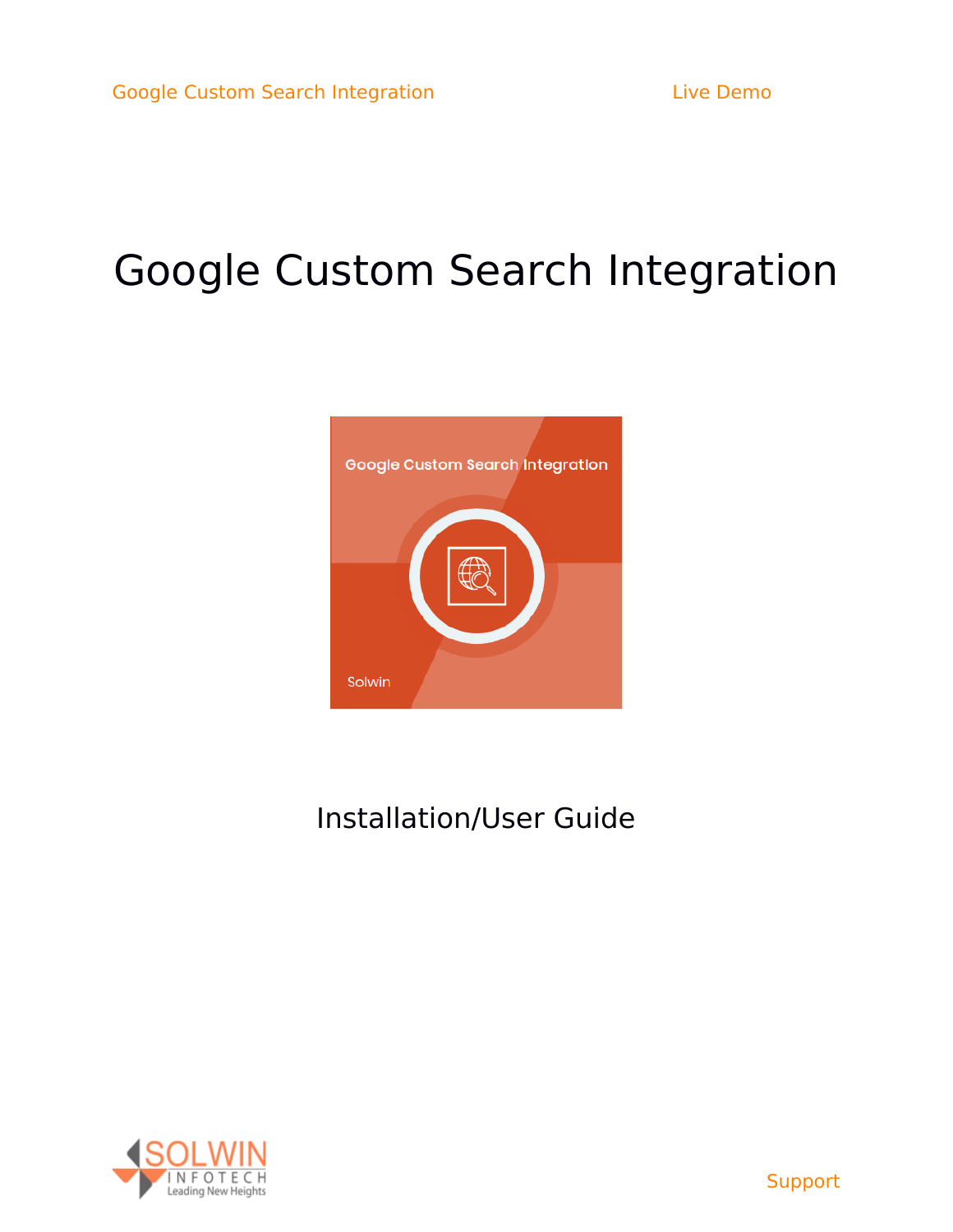Google Custom Search Integration | Live Demo

# Google Custom Search Integration

Installation/User Guide

Support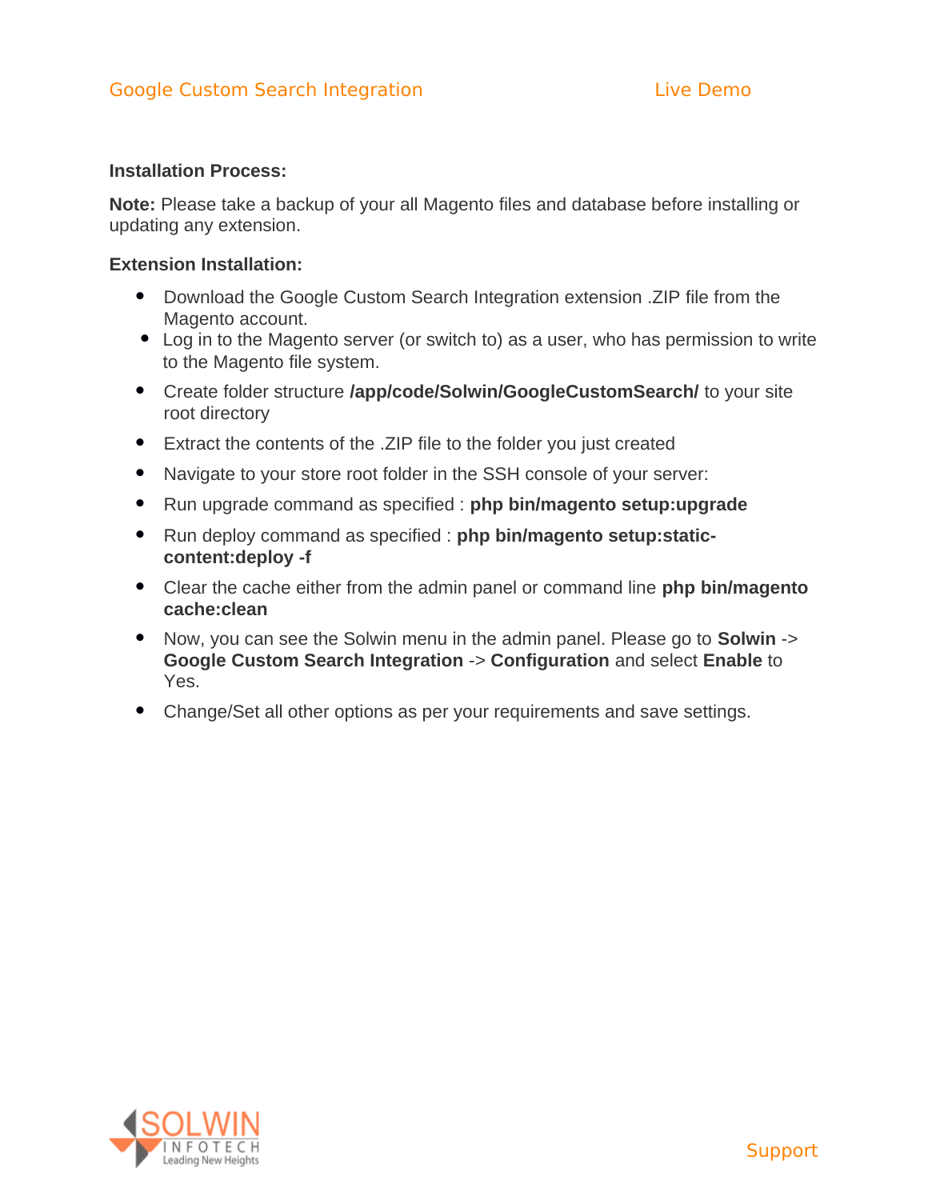**Installation Process:**

**Note:** Please take a backup of your all Magento files and database before installing or updating any extension.

**Extension Installation:**

- Download the Google Custom Search Integration extension .ZIP file from the Magento account.
- Log in to the Magento server (or switch to) as a user, who has permission to write to the Magento file system.
- Create folder structure **/app/code/Solwin/GoogleCustomSearch/** to your site root directory
- Extract the contents of the .ZIP file to the folder you just created
- Navigate to your store root folder in the SSH console of your server:
- Run upgrade command as specified : **php bin/magento setup:upgrade**
- Run deploy command as specified : **php bin/magento setup:static-content:deploy -f**
- Clear the cache either from the admin panel or command line **php bin/magento cache:clean**
- Now, you can see the Solwin menu in the admin panel. Please go to **Solwin** -> **Google Custom Search Integration** -> **Configuration** and select **Enable** to Yes.
- Change/Set all other options as per your requirements and save settings.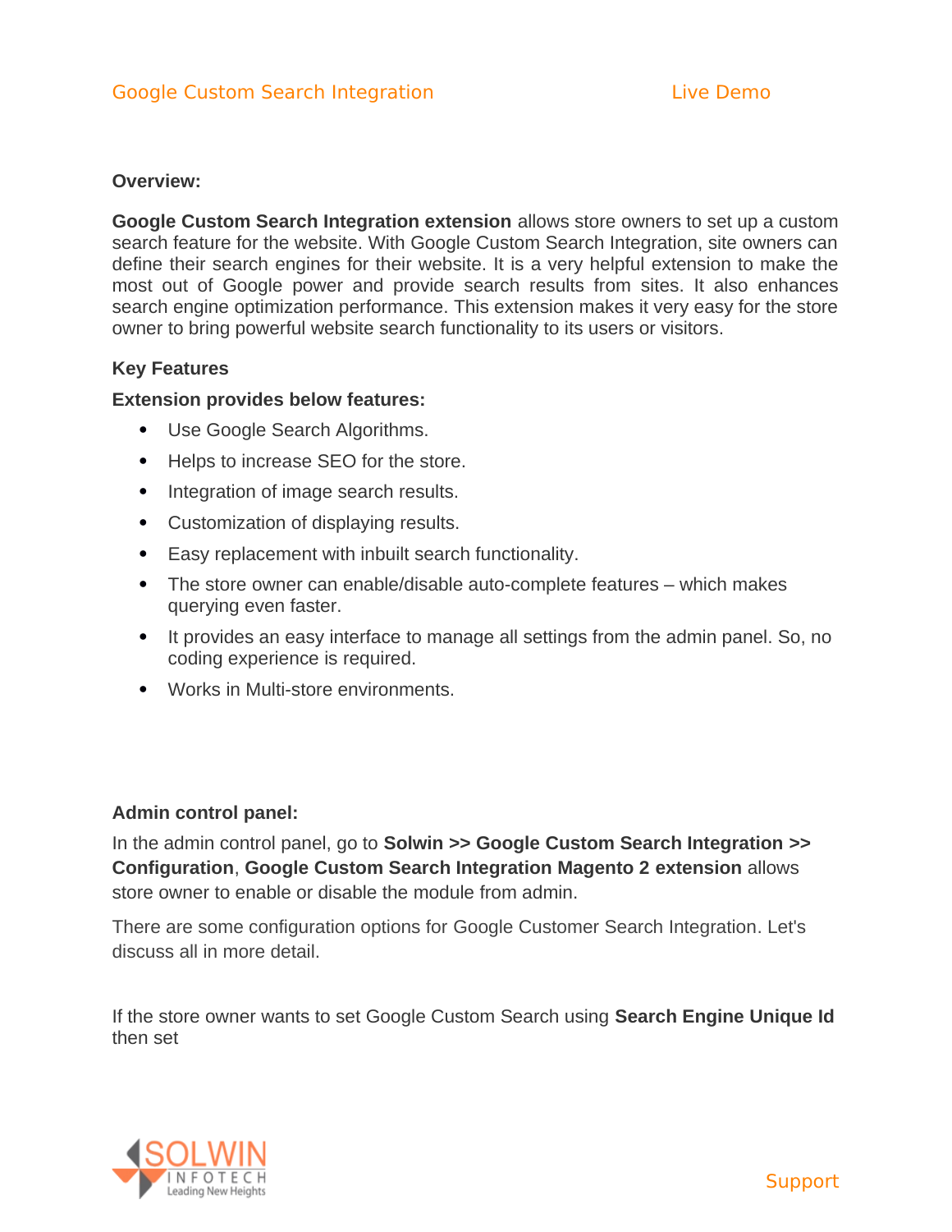**Overview:**

**Google Custom Search Integration extension** allows store owners to set up a custom search feature for the website. With Google Custom Search Integration, site owners can define their search engines for their website. It is a very helpful extension to make the most out of Google power and provide search results from sites. It also enhances search engine optimization performance. This extension makes it very easy for the store owner to bring powerful website search functionality to its users or visitors.

**Key Features**

**Extension provides below features:**

- Use Google Search Algorithms.
- Helps to increase SEO for the store.
- Integration of image search results.
- Customization of displaying results.
- Easy replacement with inbuilt search functionality.
- The store owner can enable/disable auto-complete features – which makes querying even faster.
- It provides an easy interface to manage all settings from the admin panel. So, no coding experience is required.
- Works in Multi-store environments.

**Admin control panel:**

In the admin control panel, go to **Solwin >> Google Custom Search Integration >> Configuration**, **Google Custom Search Integration Magento 2 extension** allows store owner to enable or disable the module from admin.

There are some configuration options for Google Customer Search Integration. Let's discuss all in more detail.

If the store owner wants to set Google Custom Search using **Search Engine Unique Id** then set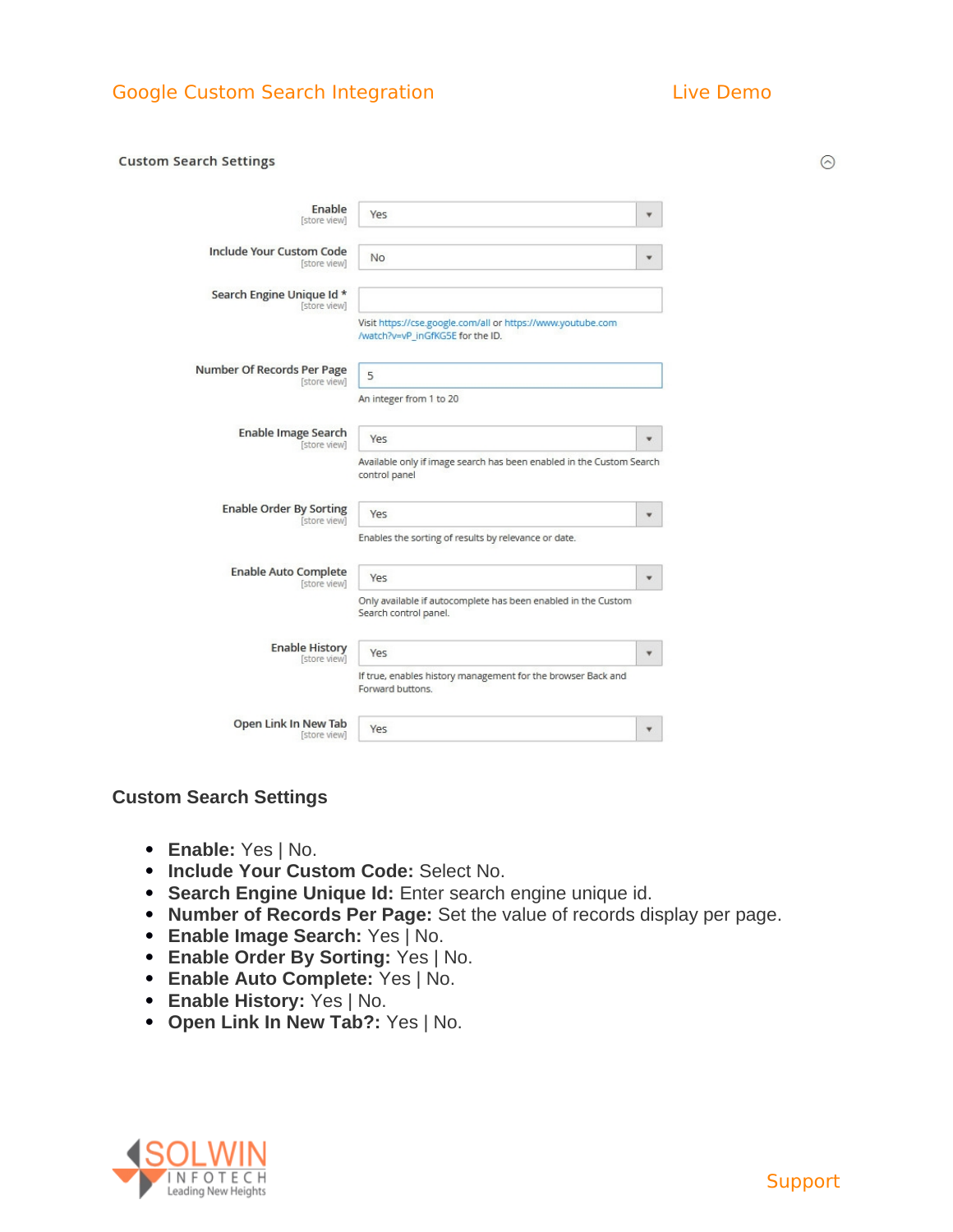Google Custom Search Integration Live Demo

Custom Search Settings

| Setting | Value |
| --- | --- |
| Enable [store view] | Yes |
| Include Your Custom Code [store view] | No |
| Search Engine Unique Id * [store view] | Visit https://cse.google.com/all or https://www.youtube.com/watch?v=vP_inGfKG5E for the ID. |
| Number Of Records Per Page [store view] | 5 — An integer from 1 to 20 |
| Enable Image Search [store view] | Yes — Available only if image search has been enabled in the Custom Search control panel |
| Enable Order By Sorting [store view] | Yes — Enables the sorting of results by relevance or date. |
| Enable Auto Complete [store view] | Yes — Only available if autocomplete has been enabled in the Custom Search control panel. |
| Enable History [store view] | Yes — If true, enables history management for the browser Back and Forward buttons. |
| Open Link In New Tab [store view] | Yes |

### Custom Search Settings

- **Enable:** Yes | No.
- **Include Your Custom Code:** Select No.
- **Search Engine Unique Id:** Enter search engine unique id.
- **Number of Records Per Page:** Set the value of records display per page.
- **Enable Image Search:** Yes | No.
- **Enable Order By Sorting:** Yes | No.
- **Enable Auto Complete:** Yes | No.
- **Enable History:** Yes | No.
- **Open Link In New Tab?:** Yes | No.

SOLWIN INFOTECH Leading New Heights

Support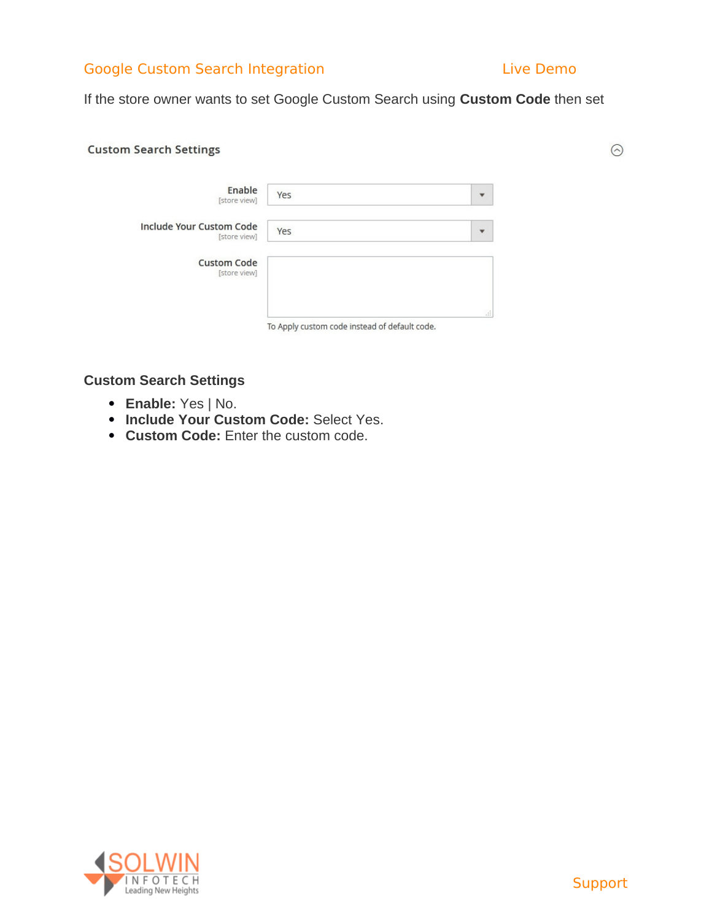If the store owner wants to set Google Custom Search using **Custom Code** then set

Custom Search Settings

Enable [store view] — Yes

Include Your Custom Code [store view] — Yes

Custom Code [store view]

To Apply custom code instead of default code.

### Custom Search Settings

- **Enable:** Yes | No.
- **Include Your Custom Code:** Select Yes.
- **Custom Code:** Enter the custom code.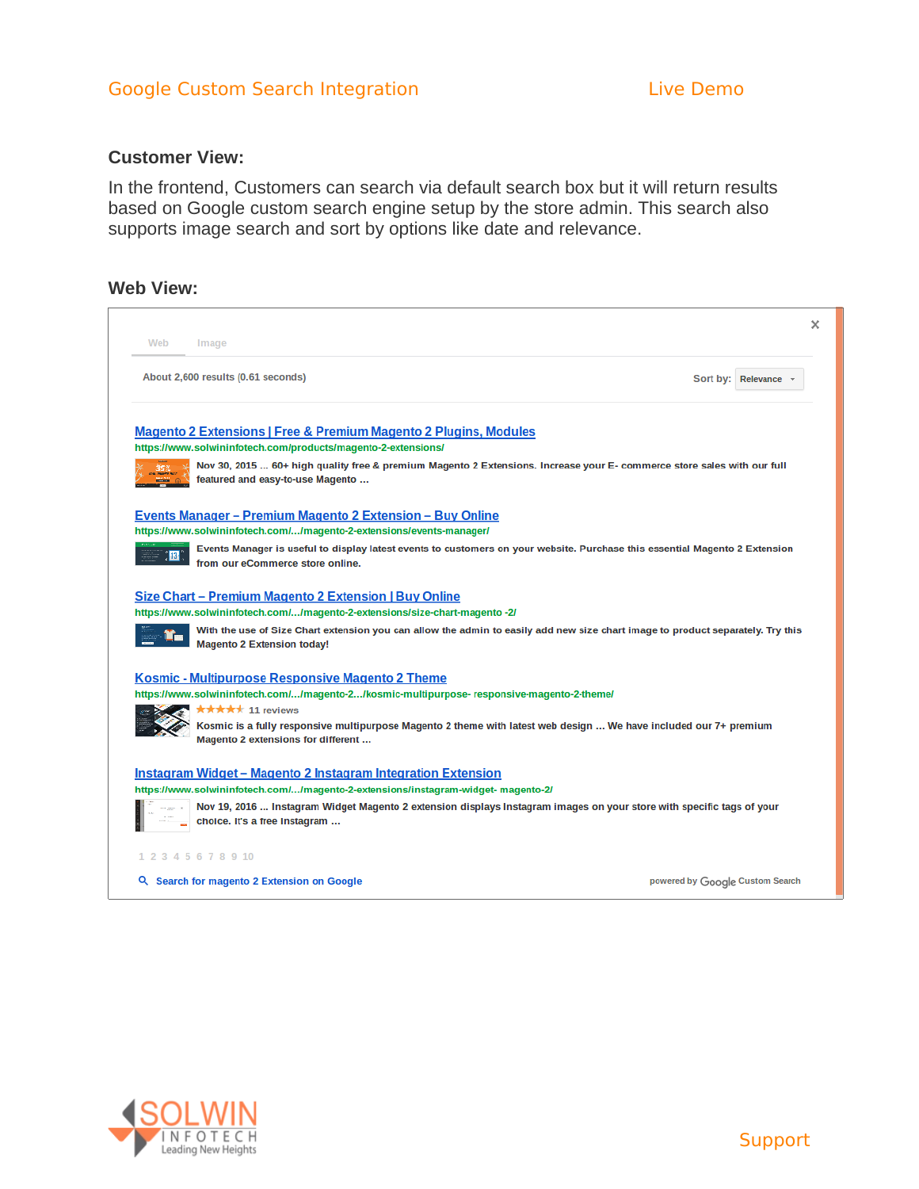### Customer View:

In the frontend, Customers can search via default search box but it will return results based on Google custom search engine setup by the store admin. This search also supports image search and sort by options like date and relevance.

### Web View:

Web Image

About 2,600 results (0.61 seconds)

Sort by: Relevance

**Magento 2 Extensions | Free & Premium Magento 2 Plugins, Modules**
https://www.solwininfotech.com/products/magento-2-extensions/
Nov 30, 2015 ... 60+ high quality free & premium Magento 2 Extensions. Increase your E- commerce store sales with our full featured and easy-to-use Magento ...

**Events Manager – Premium Magento 2 Extension – Buy Online**
https://www.solwininfotech.com/.../magento-2-extensions/events-manager/
Events Manager is useful to display latest events to customers on your website. Purchase this essential Magento 2 Extension from our eCommerce store online.

**Size Chart – Premium Magento 2 Extension | Buy Online**
https://www.solwininfotech.com/.../magento-2-extensions/size-chart-magento -2/
With the use of Size Chart extension you can allow the admin to easily add new size chart image to product separately. Try this Magento 2 Extension today!

**Kosmic - Multipurpose Responsive Magento 2 Theme**
https://www.solwininfotech.com/.../magento-2.../kosmic-multipurpose- responsive-magento-2-theme/
★★★★★ 11 reviews
Kosmic is a fully responsive multipurpose Magento 2 theme with latest web design ... We have included our 7+ premium Magento 2 extensions for different ...

**Instagram Widget – Magento 2 Instagram Integration Extension**
https://www.solwininfotech.com/.../magento-2-extensions/instagram-widget- magento-2/
Nov 19, 2016 ... Instagram Widget Magento 2 extension displays Instagram images on your store with specific tags of your choice. It's a free Instagram ...

1 2 3 4 5 6 7 8 9 10

Search for magento 2 Extension on Google

powered by Google Custom Search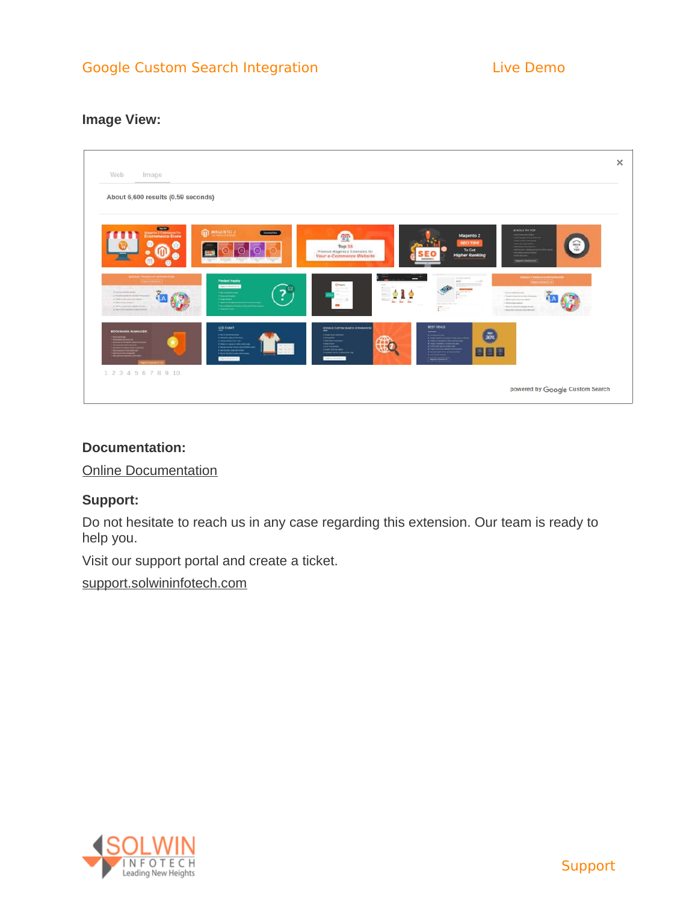**Image View:**

**Documentation:**

Online Documentation

**Support:**

Do not hesitate to reach us in any case regarding this extension. Our team is ready to help you.

Visit our support portal and create a ticket.

support.solwininfotech.com